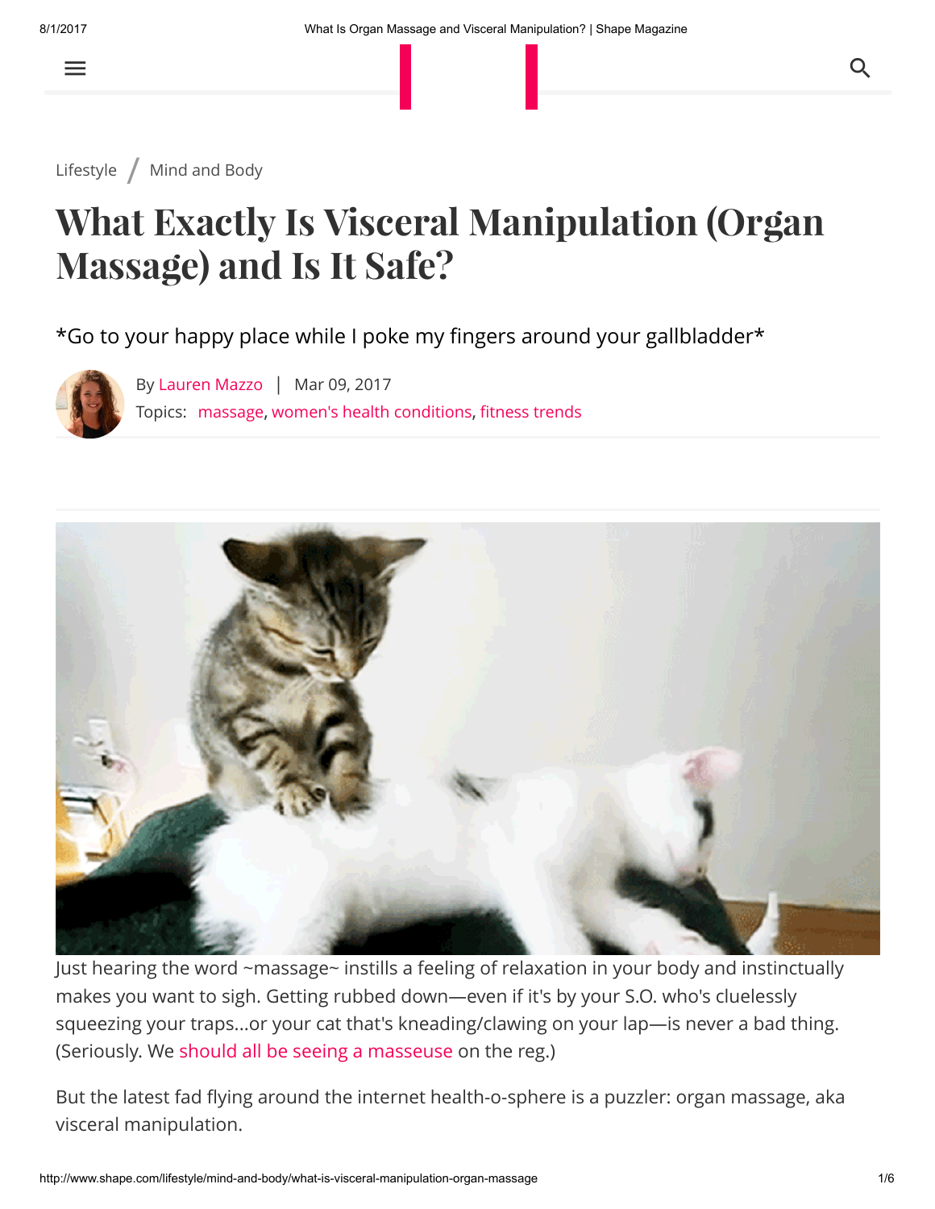Lifestyle / Mind and Body

# What Exactly Is Visceral Manipulation (Organ Massage) and Is It Safe?

*Go to your happy place while I poke my fingers around your gallbladder*

By Lauren Mazzo | Mar 09, 2017

Topics: massage, women's health conditions, fitness trends

Just hearing the word ~massage~ instills a feeling of relaxation in your body and instinctually makes you want to sigh. Getting rubbed down—even if it's by your S.O. who's cluelessly squeezing your traps...or your cat that's kneading/clawing on your lap—is never a bad thing. (Seriously. We should all be seeing a masseuse on the reg.)

But the latest fad flying around the internet health-o-sphere is a puzzler: organ massage, aka visceral manipulation.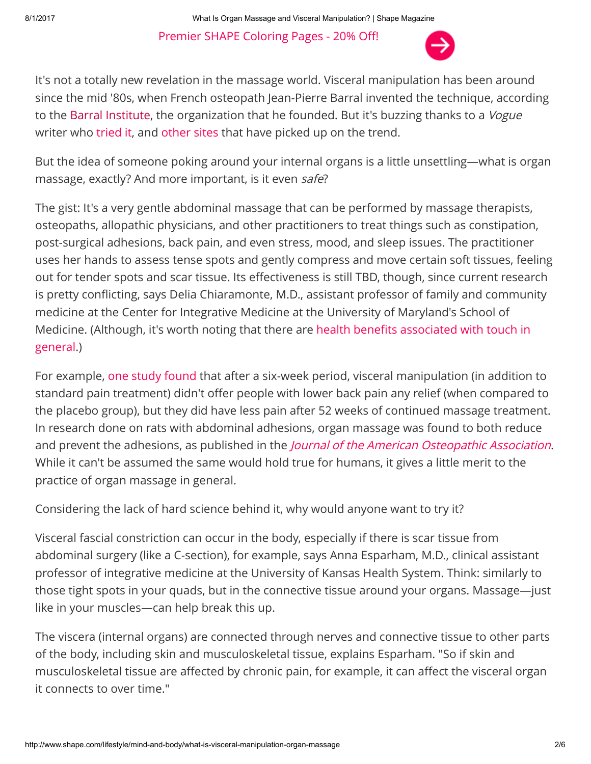Premier SHAPE Coloring Pages - 20% Off!

It's not a totally new revelation in the massage world. Visceral manipulation has been around since the mid '80s, when French osteopath Jean-Pierre Barral invented the technique, according to the Barral Institute, the organization that he founded. But it's buzzing thanks to a *Vogue* writer who tried it, and other sites that have picked up on the trend.

But the idea of someone poking around your internal organs is a little unsettling—what is organ massage, exactly? And more important, is it even *safe*?

The gist: It's a very gentle abdominal massage that can be performed by massage therapists, osteopaths, allopathic physicians, and other practitioners to treat things such as constipation, post-surgical adhesions, back pain, and even stress, mood, and sleep issues. The practitioner uses her hands to assess tense spots and gently compress and move certain soft tissues, feeling out for tender spots and scar tissue. Its effectiveness is still TBD, though, since current research is pretty conflicting, says Delia Chiaramonte, M.D., assistant professor of family and community medicine at the Center for Integrative Medicine at the University of Maryland's School of Medicine. (Although, it's worth noting that there are health benefits associated with touch in general.)

For example, one study found that after a six-week period, visceral manipulation (in addition to standard pain treatment) didn't offer people with lower back pain any relief (when compared to the placebo group), but they did have less pain after 52 weeks of continued massage treatment. In research done on rats with abdominal adhesions, organ massage was found to both reduce and prevent the adhesions, as published in the *Journal of the American Osteopathic Association*. While it can't be assumed the same would hold true for humans, it gives a little merit to the practice of organ massage in general.

Considering the lack of hard science behind it, why would anyone want to try it?

Visceral fascial constriction can occur in the body, especially if there is scar tissue from abdominal surgery (like a C-section), for example, says Anna Esparham, M.D., clinical assistant professor of integrative medicine at the University of Kansas Health System. Think: similarly to those tight spots in your quads, but in the connective tissue around your organs. Massage—just like in your muscles—can help break this up.

The viscera (internal organs) are connected through nerves and connective tissue to other parts of the body, including skin and musculoskeletal tissue, explains Esparham. "So if skin and musculoskeletal tissue are affected by chronic pain, for example, it can affect the visceral organ it connects to over time."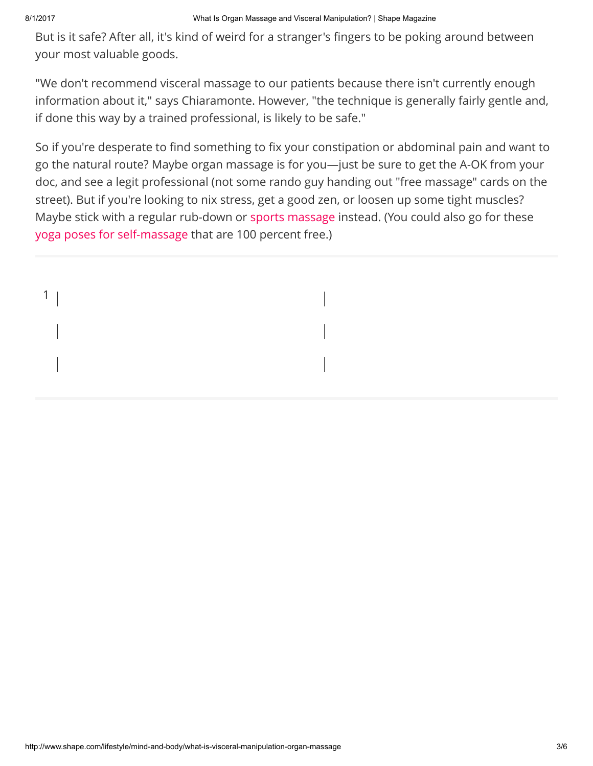But is it safe? After all, it's kind of weird for a stranger's fingers to be poking around between your most valuable goods.

"We don't recommend visceral massage to our patients because there isn't currently enough information about it," says Chiaramonte. However, "the technique is generally fairly gentle and, if done this way by a trained professional, is likely to be safe."

So if you're desperate to find something to fix your constipation or abdominal pain and want to go the natural route? Maybe organ massage is for you—just be sure to get the A-OK from your doc, and see a legit professional (not some rando guy handing out "free massage" cards on the street). But if you're looking to nix stress, get a good zen, or loosen up some tight muscles? Maybe stick with a regular rub-down or sports massage instead. (You could also go for these yoga poses for self-massage that are 100 percent free.)